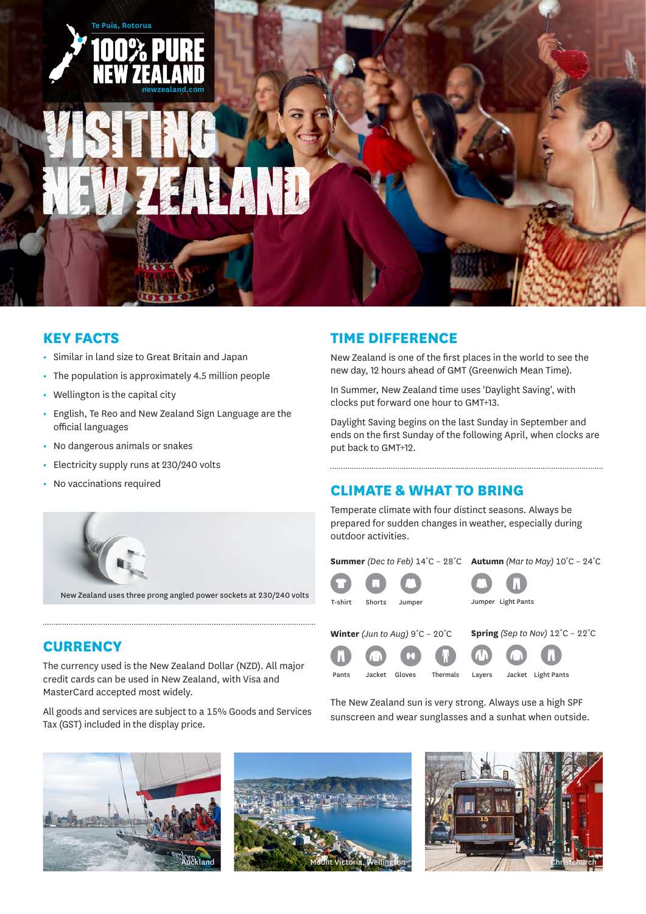Te Puia, Rotorua

100% PURE NEW ZEALAND

newzealand.com

# VISITING NEW ZEALAND

## KEY FACTS

- Similar in land size to Great Britain and Japan
- The population is approximately 4.5 million people
- Wellington is the capital city
- English, Te Reo and New Zealand Sign Language are the official languages
- No dangerous animals or snakes
- Electricity supply runs at 230/240 volts
- No vaccinations required

New Zealand uses three prong angled power sockets at 230/240 volts

## CURRENCY

The currency used is the New Zealand Dollar (NZD). All major credit cards can be used in New Zealand, with Visa and MasterCard accepted most widely.

All goods and services are subject to a 15% Goods and Services Tax (GST) included in the display price.

## TIME DIFFERENCE

New Zealand is one of the first places in the world to see the new day, 12 hours ahead of GMT (Greenwich Mean Time).

In Summer, New Zealand time uses 'Daylight Saving', with clocks put forward one hour to GMT+13.

Daylight Saving begins on the last Sunday in September and ends on the first Sunday of the following April, when clocks are put back to GMT+12.

## CLIMATE & WHAT TO BRING

Temperate climate with four distinct seasons. Always be prepared for sudden changes in weather, especially during outdoor activities.

**Summer** *(Dec to Feb)* 14˚C – 28˚C

T-shirt, Shorts, Jumper

**Autumn** *(Mar to May)* 10˚C – 24˚C

Jumper, Light Pants

**Winter** *(Jun to Aug)* 9˚C – 20˚C

Pants, Jacket, Gloves, Thermals

**Spring** *(Sep to Nov)* 12˚C – 22˚C

Layers, Jacket, Light Pants

The New Zealand sun is very strong. Always use a high SPF sunscreen and wear sunglasses and a sunhat when outside.

Auckland

Mount Victoria, Wellington

Christchurch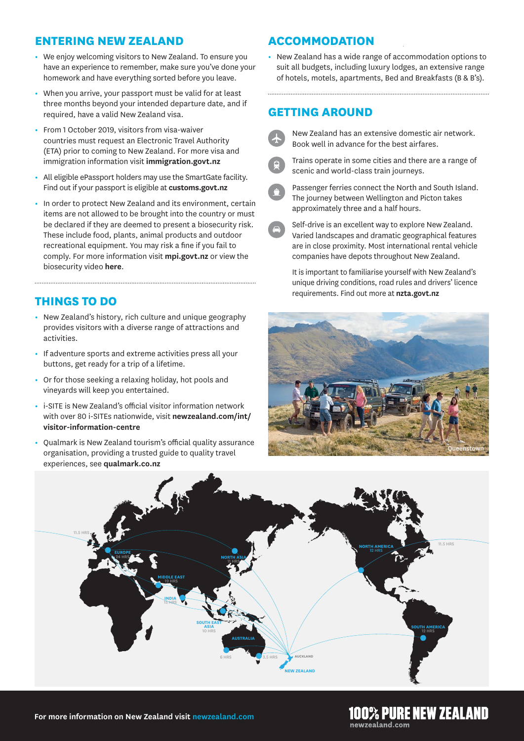## ENTERING NEW ZEALAND

- We enjoy welcoming visitors to New Zealand. To ensure you have an experience to remember, make sure you've done your homework and have everything sorted before you leave.
- When you arrive, your passport must be valid for at least three months beyond your intended departure date, and if required, have a valid New Zealand visa.
- From 1 October 2019, visitors from visa-waiver countries must request an Electronic Travel Authority (ETA) prior to coming to New Zealand. For more visa and immigration information visit **immigration.govt.nz**
- All eligible ePassport holders may use the SmartGate facility. Find out if your passport is eligible at **customs.govt.nz**
- In order to protect New Zealand and its environment, certain items are not allowed to be brought into the country or must be declared if they are deemed to present a biosecurity risk. These include food, plants, animal products and outdoor recreational equipment. You may risk a fine if you fail to comply. For more information visit **mpi.govt.nz** or view the biosecurity video **here**.

## THINGS TO DO

- New Zealand's history, rich culture and unique geography provides visitors with a diverse range of attractions and activities.
- If adventure sports and extreme activities press all your buttons, get ready for a trip of a lifetime.
- Or for those seeking a relaxing holiday, hot pools and vineyards will keep you entertained.
- i-SITE is New Zealand's official visitor information network with over 80 i-SITEs nationwide, visit **newzealand.com/int/visitor-information-centre**
- Qualmark is New Zealand tourism's official quality assurance organisation, providing a trusted guide to quality travel experiences, see **qualmark.co.nz**

## ACCOMMODATION

- New Zealand has a wide range of accommodation options to suit all budgets, including luxury lodges, an extensive range of hotels, motels, apartments, Bed and Breakfasts (B & B's).

## GETTING AROUND

New Zealand has an extensive domestic air network. Book well in advance for the best airfares.

Trains operate in some cities and there are a range of scenic and world-class train journeys.

Passenger ferries connect the North and South Island. The journey between Wellington and Picton takes approximately three and a half hours.

Self-drive is an excellent way to explore New Zealand. Varied landscapes and dramatic geographical features are in close proximity. Most international rental vehicle companies have depots throughout New Zealand.

It is important to familiarise yourself with New Zealand's unique driving conditions, road rules and drivers' licence requirements. Find out more at **nzta.govt.nz**

Queenstown

11.5 HRS
EUROPE 24 HRS
NORTH ASIA 11 HRS
MIDDLE EAST 19 HRS
INDIA 15 HRS
SOUTH EAST ASIA 10 HRS
AUSTRALIA
6 HRS
3.5 HRS
AUCKLAND
NEW ZEALAND
NORTH AMERICA 12 HRS
11.5 HRS
SOUTH AMERICA 12 HRS

For more information on New Zealand visit newzealand.com

100% PURE NEW ZEALAND
newzealand.com